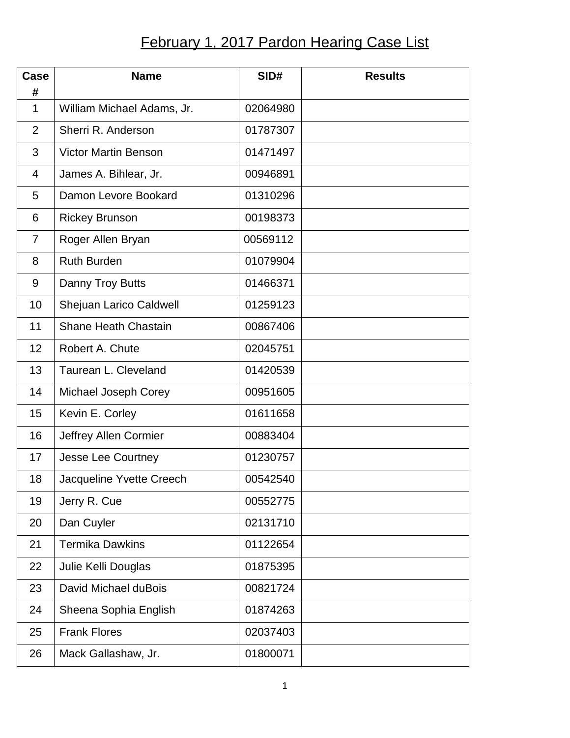# February 1, 2017 Pardon Hearing Case List

| Case # | Name | SID# | Results |
|---|---|---|---|
| 1 | William Michael Adams, Jr. | 02064980 | |
| 2 | Sherri R. Anderson | 01787307 | |
| 3 | Victor Martin Benson | 01471497 | |
| 4 | James A. Bihlear, Jr. | 00946891 | |
| 5 | Damon Levore Bookard | 01310296 | |
| 6 | Rickey Brunson | 00198373 | |
| 7 | Roger Allen Bryan | 00569112 | |
| 8 | Ruth Burden | 01079904 | |
| 9 | Danny Troy Butts | 01466371 | |
| 10 | Shejuan Larico Caldwell | 01259123 | |
| 11 | Shane Heath Chastain | 00867406 | |
| 12 | Robert A. Chute | 02045751 | |
| 13 | Taurean L. Cleveland | 01420539 | |
| 14 | Michael Joseph Corey | 00951605 | |
| 15 | Kevin E. Corley | 01611658 | |
| 16 | Jeffrey Allen Cormier | 00883404 | |
| 17 | Jesse Lee Courtney | 01230757 | |
| 18 | Jacqueline Yvette Creech | 00542540 | |
| 19 | Jerry R. Cue | 00552775 | |
| 20 | Dan Cuyler | 02131710 | |
| 21 | Termika Dawkins | 01122654 | |
| 22 | Julie Kelli Douglas | 01875395 | |
| 23 | David Michael duBois | 00821724 | |
| 24 | Sheena Sophia English | 01874263 | |
| 25 | Frank Flores | 02037403 | |
| 26 | Mack Gallashaw, Jr. | 01800071 | |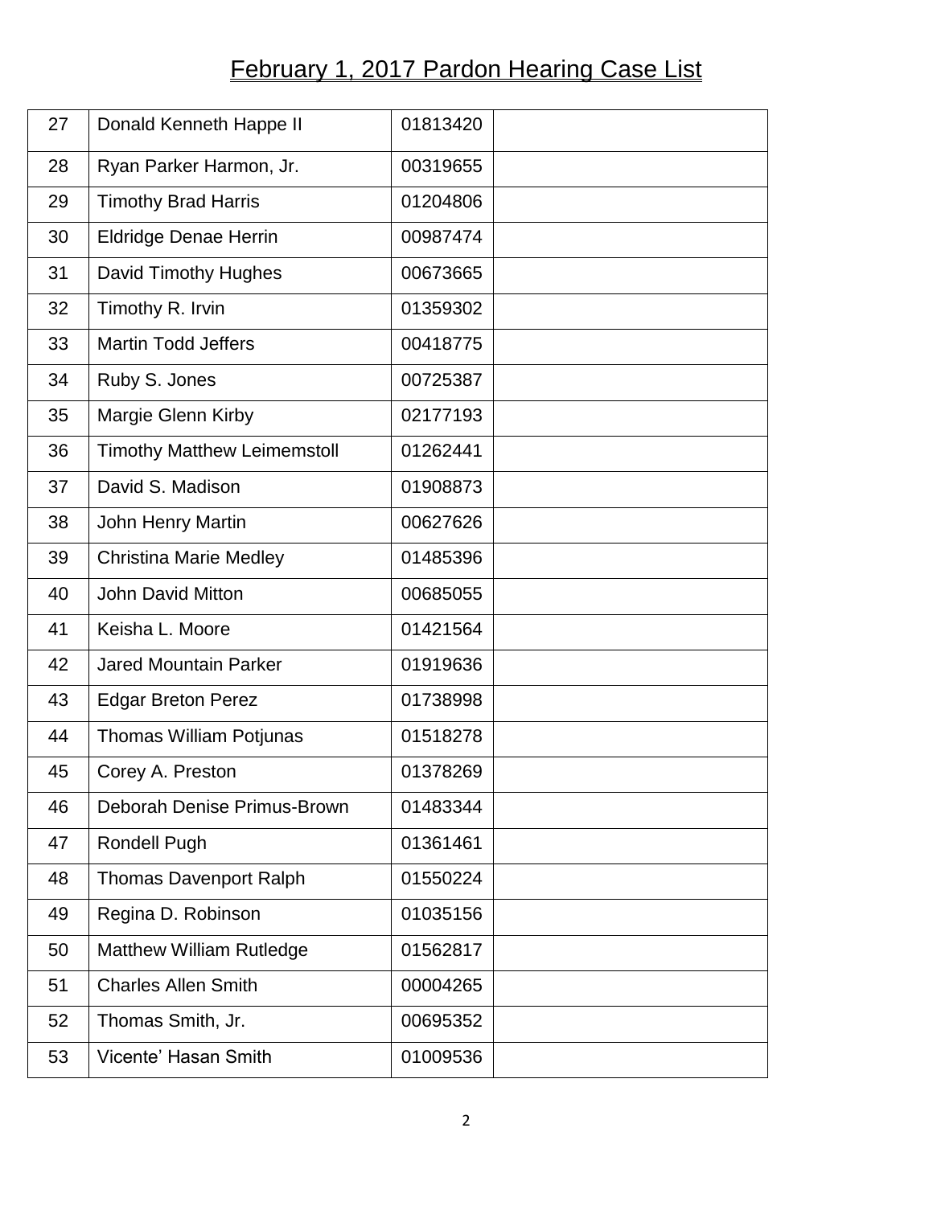# February 1, 2017 Pardon Hearing Case List

| | | | |
|---|---|---|---|
| 27 | Donald Kenneth Happe II | 01813420 | |
| 28 | Ryan Parker Harmon, Jr. | 00319655 | |
| 29 | Timothy Brad Harris | 01204806 | |
| 30 | Eldridge Denae Herrin | 00987474 | |
| 31 | David Timothy Hughes | 00673665 | |
| 32 | Timothy R. Irvin | 01359302 | |
| 33 | Martin Todd Jeffers | 00418775 | |
| 34 | Ruby S. Jones | 00725387 | |
| 35 | Margie Glenn Kirby | 02177193 | |
| 36 | Timothy Matthew Leimemstoll | 01262441 | |
| 37 | David S. Madison | 01908873 | |
| 38 | John Henry Martin | 00627626 | |
| 39 | Christina Marie Medley | 01485396 | |
| 40 | John David Mitton | 00685055 | |
| 41 | Keisha L. Moore | 01421564 | |
| 42 | Jared Mountain Parker | 01919636 | |
| 43 | Edgar Breton Perez | 01738998 | |
| 44 | Thomas William Potjunas | 01518278 | |
| 45 | Corey A. Preston | 01378269 | |
| 46 | Deborah Denise Primus-Brown | 01483344 | |
| 47 | Rondell Pugh | 01361461 | |
| 48 | Thomas Davenport Ralph | 01550224 | |
| 49 | Regina D. Robinson | 01035156 | |
| 50 | Matthew William Rutledge | 01562817 | |
| 51 | Charles Allen Smith | 00004265 | |
| 52 | Thomas Smith, Jr. | 00695352 | |
| 53 | Vicente' Hasan Smith | 01009536 | |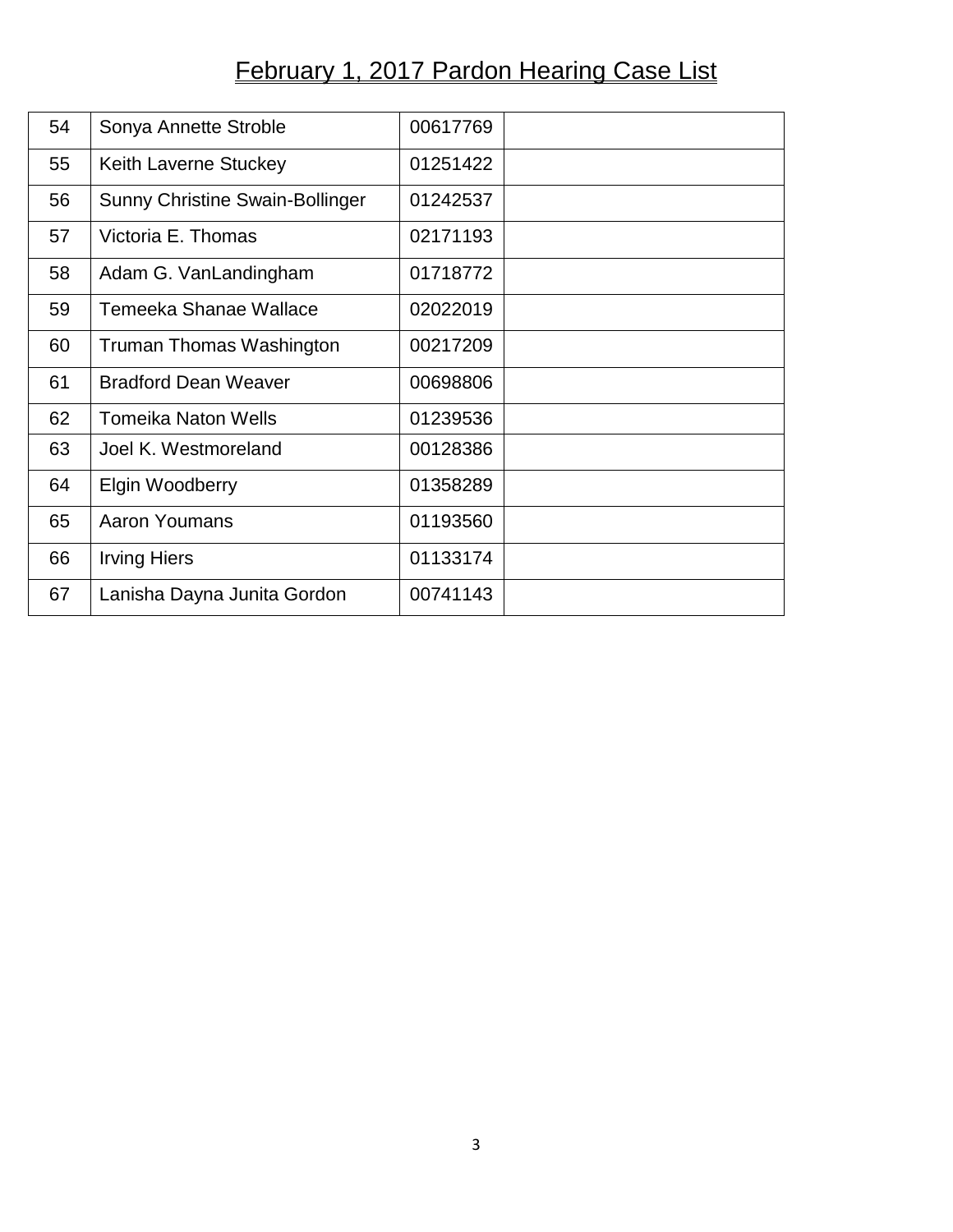# February 1, 2017 Pardon Hearing Case List

| | | | |
|---|---|---|---|
| 54 | Sonya Annette Stroble | 00617769 | |
| 55 | Keith Laverne Stuckey | 01251422 | |
| 56 | Sunny Christine Swain-Bollinger | 01242537 | |
| 57 | Victoria E. Thomas | 02171193 | |
| 58 | Adam G. VanLandingham | 01718772 | |
| 59 | Temeeka Shanae Wallace | 02022019 | |
| 60 | Truman Thomas Washington | 00217209 | |
| 61 | Bradford Dean Weaver | 00698806 | |
| 62 | Tomeika Naton Wells | 01239536 | |
| 63 | Joel K. Westmoreland | 00128386 | |
| 64 | Elgin Woodberry | 01358289 | |
| 65 | Aaron Youmans | 01193560 | |
| 66 | Irving Hiers | 01133174 | |
| 67 | Lanisha Dayna Junita Gordon | 00741143 | |